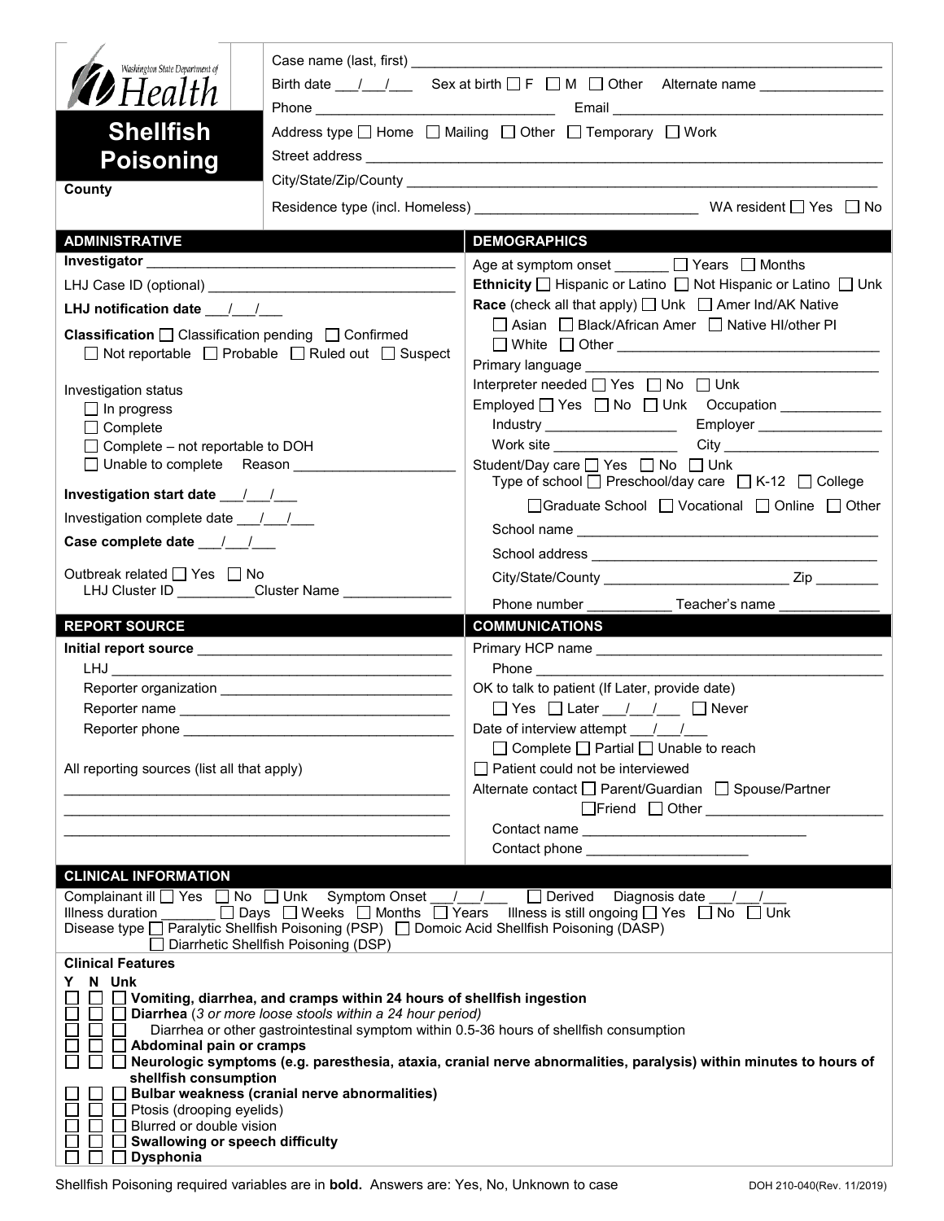Washington State Department of Health

# Shellfish Poisoning

County

Case name (last, first) ___________________________________________

Birth date ___/___/___ Sex at birth ☐ F ☐ M ☐ Other Alternate name _______________

Phone _____________________________ Email _________________________________

Address type ☐ Home ☐ Mailing ☐ Other ☐ Temporary ☐ Work

Street address ___________________________________________________________

City/State/Zip/County _____________________________________________________

Residence type (incl. Homeless) ____________________________ WA resident ☐ Yes ☐ No

## ADMINISTRATIVE

**Investigator** ________________________________________

LHJ Case ID (optional) ________________________________

**LHJ notification date** ___/___/___

**Classification** ☐ Classification pending ☐ Confirmed ☐ Not reportable ☐ Probable ☐ Ruled out ☐ Suspect

Investigation status
- ☐ In progress
- ☐ Complete
- ☐ Complete – not reportable to DOH
- ☐ Unable to complete Reason ____________________

**Investigation start date** ___/___/___

Investigation complete date ___/___/___

**Case complete date** ___/___/___

Outbreak related ☐ Yes ☐ No
LHJ Cluster ID _________Cluster Name _____________

## DEMOGRAPHICS

Age at symptom onset _______ ☐ Years ☐ Months

**Ethnicity** ☐ Hispanic or Latino ☐ Not Hispanic or Latino ☐ Unk

**Race** (check all that apply) ☐ Unk ☐ Amer Ind/AK Native ☐ Asian ☐ Black/African Amer ☐ Native HI/other PI ☐ White ☐ Other _______________________________

Primary language ___________________________________

Interpreter needed ☐ Yes ☐ No ☐ Unk

Employed ☐ Yes ☐ No ☐ Unk Occupation _____________

Industry _________________ Employer ________________

Work site ________________ City ____________________

Student/Day care ☐ Yes ☐ No ☐ Unk
Type of school ☐ Preschool/day care ☐ K-12 ☐ College ☐ Graduate School ☐ Vocational ☐ Online ☐ Other

School name _____________________________________

School address ___________________________________

City/State/County _______________________ Zip ________

Phone number ___________ Teacher's name _____________

## REPORT SOURCE

**Initial report source** ________________________________

LHJ ____________________________________________

Reporter organization ______________________________

Reporter name __________________________________

Reporter phone __________________________________

All reporting sources (list all that apply)

_______________________________________________

_______________________________________________

_______________________________________________

## COMMUNICATIONS

Primary HCP name ___________________________________

Phone ____________________________________________

OK to talk to patient (If Later, provide date)
☐ Yes ☐ Later ___/___/___ ☐ Never

Date of interview attempt ___/___/___
☐ Complete ☐ Partial ☐ Unable to reach

☐ Patient could not be interviewed

Alternate contact ☐ Parent/Guardian ☐ Spouse/Partner ☐ Friend ☐ Other ______________________

Contact name ____________________________

Contact phone _____________________

## CLINICAL INFORMATION

Complainant ill ☐ Yes ☐ No ☐ Unk Symptom Onset ___/___/___ ☐ Derived Diagnosis date ___/___/___

Illness duration _______ ☐ Days ☐ Weeks ☐ Months ☐ Years Illness is still ongoing ☐ Yes ☐ No ☐ Unk

Disease type ☐ Paralytic Shellfish Poisoning (PSP) ☐ Domoic Acid Shellfish Poisoning (DASP) ☐ Diarrhetic Shellfish Poisoning (DSP)

### Clinical Features

Y N Unk

- ☐ ☐ ☐ **Vomiting, diarrhea, and cramps within 24 hours of shellfish ingestion**
- ☐ ☐ ☐ **Diarrhea** *(3 or more loose stools within a 24 hour period)*
- ☐ ☐ ☐ Diarrhea or other gastrointestinal symptom within 0.5-36 hours of shellfish consumption
- ☐ ☐ ☐ **Abdominal pain or cramps**
- ☐ ☐ ☐ **Neurologic symptoms (e.g. paresthesia, ataxia, cranial nerve abnormalities, paralysis) within minutes to hours of shellfish consumption**
- ☐ ☐ ☐ **Bulbar weakness (cranial nerve abnormalities)**
- ☐ ☐ ☐ Ptosis (drooping eyelids)
- ☐ ☐ ☐ Blurred or double vision
- ☐ ☐ ☐ **Swallowing or speech difficulty**
- ☐ ☐ ☐ **Dysphonia**

Shellfish Poisoning required variables are in **bold**. Answers are: Yes, No, Unknown to case

DOH 210-040(Rev. 11/2019)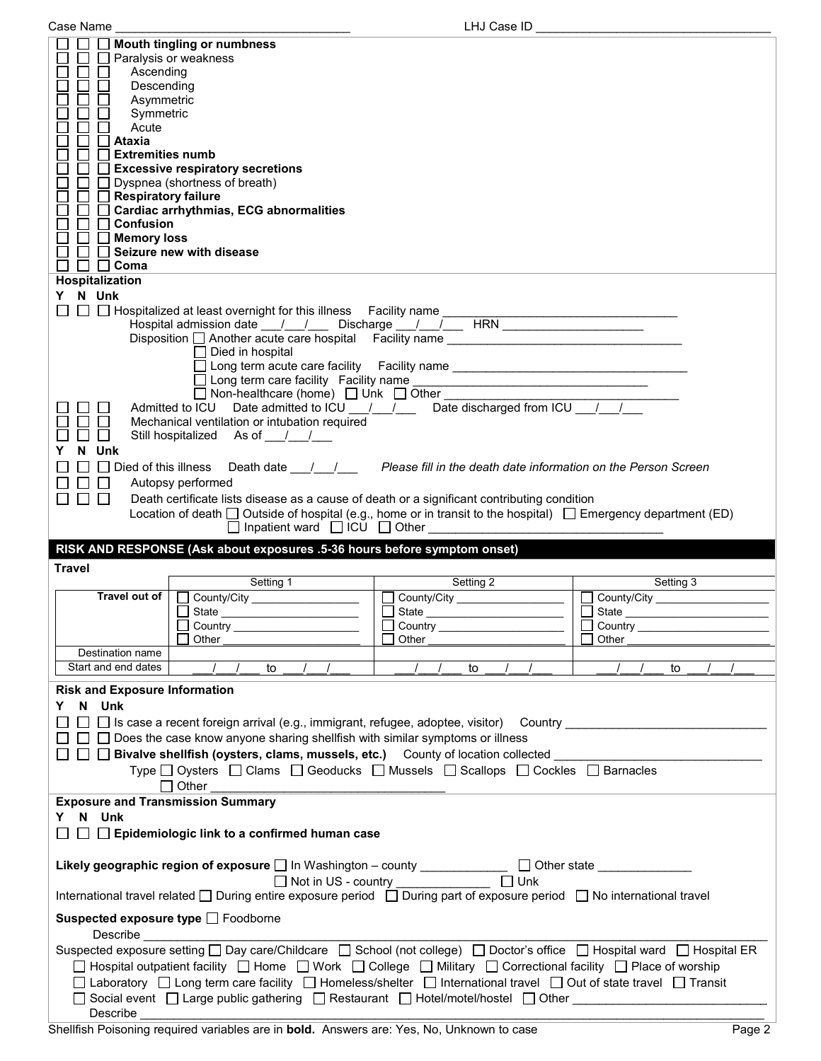Case Name ______________________ LHJ Case ID ______________________

☐ ☐ ☐ **Mouth tingling or numbness**
☐ ☐ ☐ Paralysis or weakness
☐ ☐ ☐ Ascending
☐ ☐ ☐ Descending
☐ ☐ ☐ Asymmetric
☐ ☐ ☐ Symmetric
☐ ☐ ☐ Acute
☐ ☐ ☐ **Ataxia**
☐ ☐ ☐ **Extremities numb**
☐ ☐ ☐ **Excessive respiratory secretions**
☐ ☐ ☐ Dyspnea (shortness of breath)
☐ ☐ ☐ **Respiratory failure**
☐ ☐ ☐ **Cardiac arrhythmias, ECG abnormalities**
☐ ☐ ☐ **Confusion**
☐ ☐ ☐ **Memory loss**
☐ ☐ ☐ **Seizure new with disease**
☐ ☐ ☐ **Coma**

**Hospitalization**

Y N Unk

☐ ☐ ☐ Hospitalized at least overnight for this illness Facility name ______________________
Hospital admission date ___/___/___ Discharge ___/___/___ HRN ______________________
Disposition ☐ Another acute care hospital Facility name ______________________
☐ Died in hospital
☐ Long term acute care facility Facility name ______________________
☐ Long term care facility Facility name ______________________
☐ Non-healthcare (home) ☐ Unk ☐ Other ______________________

☐ ☐ ☐ Admitted to ICU Date admitted to ICU ___/___/___ Date discharged from ICU ___/___/___
☐ ☐ ☐ Mechanical ventilation or intubation required
☐ ☐ ☐ Still hospitalized As of ___/___/___

Y N Unk

☐ ☐ ☐ Died of this illness Death date ___/___/___ *Please fill in the death date information on the Person Screen*
☐ ☐ ☐ Autopsy performed
☐ ☐ ☐ Death certificate lists disease as a cause of death or a significant contributing condition
Location of death ☐ Outside of hospital (e.g., home or in transit to the hospital) ☐ Emergency department (ED) ☐ Inpatient ward ☐ ICU ☐ Other ______________________

## RISK AND RESPONSE (Ask about exposures .5-36 hours before symptom onset)

**Travel**

| | Setting 1 | Setting 2 | Setting 3 |
|---|---|---|---|
| **Travel out of** | ☐ County/City ________ ☐ State ________ ☐ Country ________ ☐ Other ________ | ☐ County/City ________ ☐ State ________ ☐ Country ________ ☐ Other ________ | ☐ County/City ________ ☐ State ________ ☐ Country ________ ☐ Other ________ |
| Destination name | | | |
| Start and end dates | ___/___/___ to ___/___/___ | ___/___/___ to ___/___/___ | ___/___/___ to ___/___/___ |

**Risk and Exposure Information**

Y N Unk

☐ ☐ ☐ Is case a recent foreign arrival (e.g., immigrant, refugee, adoptee, visitor) Country ______________________
☐ ☐ ☐ Does the case know anyone sharing shellfish with similar symptoms or illness
☐ ☐ ☐ **Bivalve shellfish (oysters, clams, mussels, etc.)** County of location collected ______________________
Type ☐ Oysters ☐ Clams ☐ Geoducks ☐ Mussels ☐ Scallops ☐ Cockles ☐ Barnacles ☐ Other ______________________

**Exposure and Transmission Summary**

Y N Unk

☐ ☐ ☐ **Epidemiologic link to a confirmed human case**

**Likely geographic region of exposure** ☐ In Washington – county __________ ☐ Other state __________ ☐ Not in US - country __________ ☐ Unk

International travel related ☐ During entire exposure period ☐ During part of exposure period ☐ No international travel

**Suspected exposure type** ☐ Foodborne
Describe ______________________

Suspected exposure setting ☐ Day care/Childcare ☐ School (not college) ☐ Doctor's office ☐ Hospital ward ☐ Hospital ER ☐ Hospital outpatient facility ☐ Home ☐ Work ☐ College ☐ Military ☐ Correctional facility ☐ Place of worship ☐ Laboratory ☐ Long term care facility ☐ Homeless/shelter ☐ International travel ☐ Out of state travel ☐ Transit ☐ Social event ☐ Large public gathering ☐ Restaurant ☐ Hotel/motel/hostel ☐ Other ______________________
Describe ______________________

Shellfish Poisoning required variables are in **bold**. Answers are: Yes, No, Unknown to case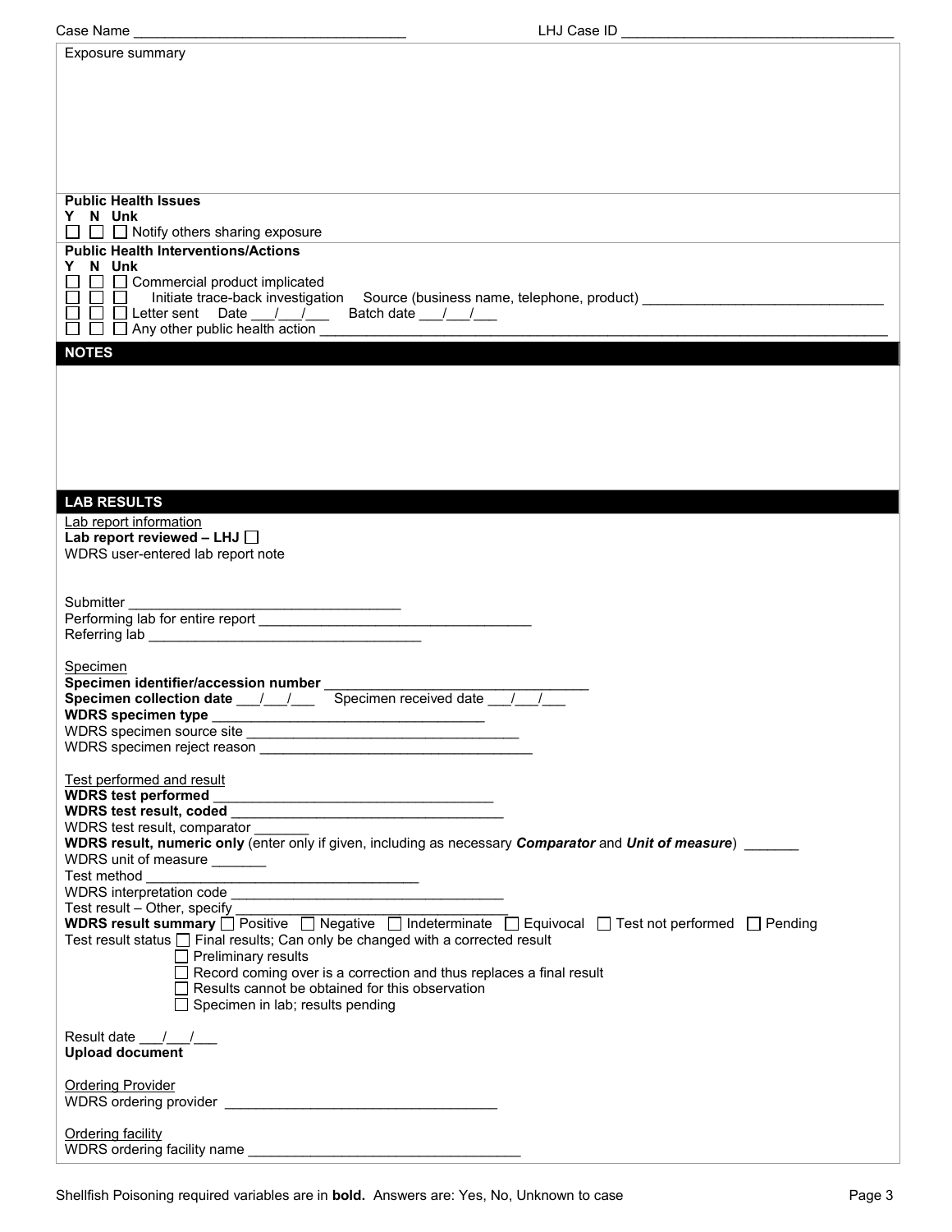Case Name ___________________________________ LHJ Case ID ___________________________________

Exposure summary

**Public Health Issues**

**Y N Unk**

☐ ☐ ☐ Notify others sharing exposure

**Public Health Interventions/Actions**

**Y N Unk**

☐ ☐ ☐ Commercial product implicated

☐ ☐ ☐ Initiate trace-back investigation Source (business name, telephone, product) _______________________________

☐ ☐ ☐ Letter sent Date ___/___/___ Batch date ___/___/___

☐ ☐ ☐ Any other public health action ___________________________________________________________________________

## NOTES

## LAB RESULTS

Lab report information

**Lab report reviewed – LHJ** ☐

WDRS user-entered lab report note

Submitter ___________________________________

Performing lab for entire report ___________________________________

Referring lab ___________________________________

Specimen

**Specimen identifier/accession number** ___________________________________

**Specimen collection date** ___/___/___ Specimen received date ___/___/___

**WDRS specimen type** ___________________________________

WDRS specimen source site ___________________________________

WDRS specimen reject reason ___________________________________

Test performed and result

**WDRS test performed** ___________________________________

**WDRS test result, coded** ___________________________________

WDRS test result, comparator _______

**WDRS result, numeric only** (enter only if given, including as necessary ***Comparator*** and ***Unit of measure***) _______

WDRS unit of measure _______

Test method ___________________________________

WDRS interpretation code ___________________________________

Test result – Other, specify ___________________________________

**WDRS result summary** ☐ Positive ☐ Negative ☐ Indeterminate ☐ Equivocal ☐ Test not performed ☐ Pending

Test result status ☐ Final results; Can only be changed with a corrected result
☐ Preliminary results
☐ Record coming over is a correction and thus replaces a final result
☐ Results cannot be obtained for this observation
☐ Specimen in lab; results pending

Result date ___/___/___

**Upload document**

Ordering Provider

WDRS ordering provider ___________________________________

Ordering facility

WDRS ordering facility name ___________________________________

Shellfish Poisoning required variables are in **bold.** Answers are: Yes, No, Unknown to case